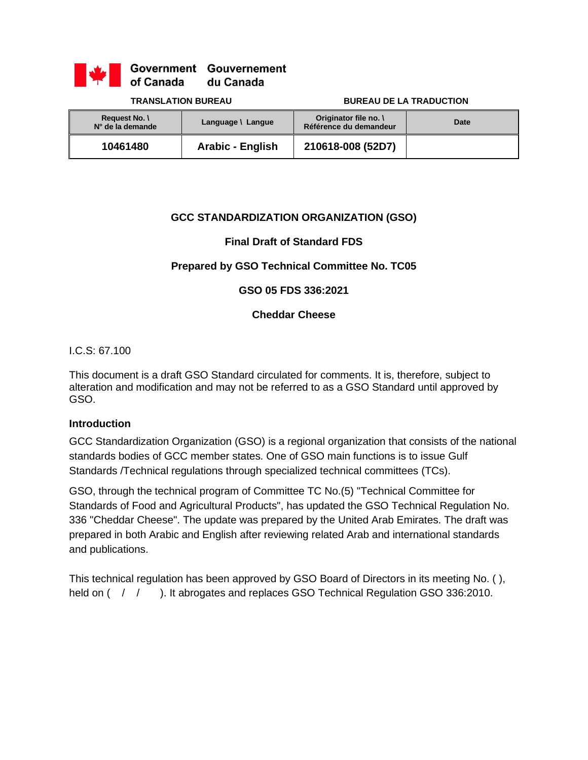Government of Canada Gouvernement du Canada

TRANSLATION BUREAU BUREAU DE LA TRADUCTION

| Request No. \ N° de la demande | Language \ Langue | Originator file no. \ Référence du demandeur | Date |
|---|---|---|---|
| **10461480** | **Arabic - English** | **210618-008 (52D7)** | |

**GCC STANDARDIZATION ORGANIZATION (GSO)**

**Final Draft of Standard FDS**

**Prepared by GSO Technical Committee No. TC05**

**GSO 05 FDS 336:2021**

# Cheddar Cheese

I.C.S: 67.100

This document is a draft GSO Standard circulated for comments. It is, therefore, subject to alteration and modification and may not be referred to as a GSO Standard until approved by GSO.

## Introduction

GCC Standardization Organization (GSO) is a regional organization that consists of the national standards bodies of GCC member states. One of GSO main functions is to issue Gulf Standards /Technical regulations through specialized technical committees (TCs).

GSO, through the technical program of Committee TC No.(5) "Technical Committee for Standards of Food and Agricultural Products", has updated the GSO Technical Regulation No. 336 "Cheddar Cheese". The update was prepared by the United Arab Emirates. The draft was prepared in both Arabic and English after reviewing related Arab and international standards and publications.

This technical regulation has been approved by GSO Board of Directors in its meeting No. ( ), held on ( / / ). It abrogates and replaces GSO Technical Regulation GSO 336:2010.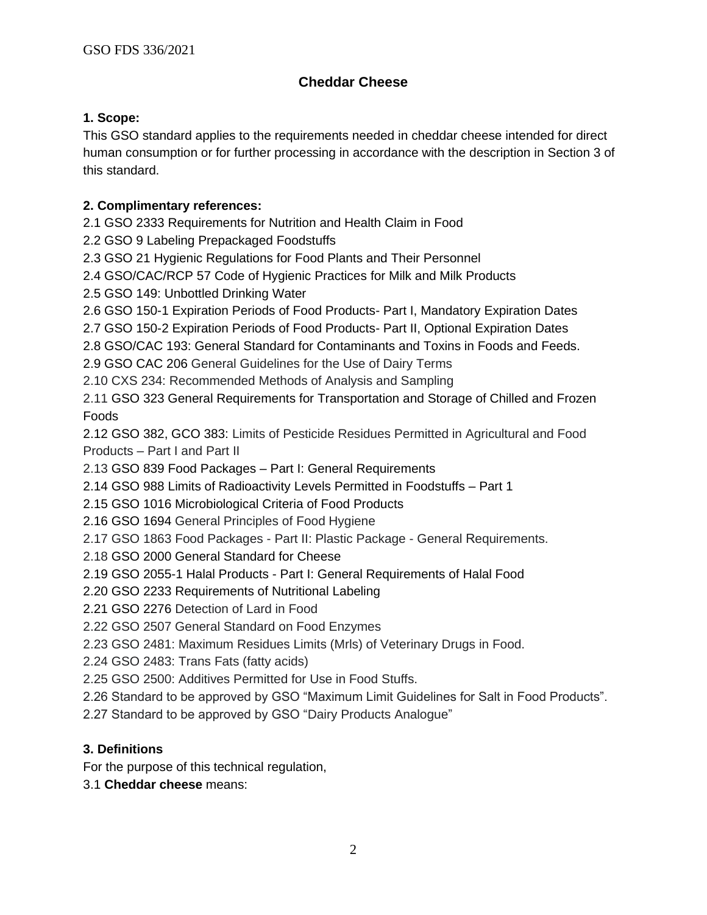# Cheddar Cheese

## 1. Scope:

This GSO standard applies to the requirements needed in cheddar cheese intended for direct human consumption or for further processing in accordance with the description in Section 3 of this standard.

## 2. Complimentary references:

2.1 GSO 2333 Requirements for Nutrition and Health Claim in Food

2.2 GSO 9 Labeling Prepackaged Foodstuffs

2.3 GSO 21 Hygienic Regulations for Food Plants and Their Personnel

2.4 GSO/CAC/RCP 57 Code of Hygienic Practices for Milk and Milk Products

2.5 GSO 149: Unbottled Drinking Water

2.6 GSO 150-1 Expiration Periods of Food Products- Part I, Mandatory Expiration Dates

2.7 GSO 150-2 Expiration Periods of Food Products- Part II, Optional Expiration Dates

2.8 GSO/CAC 193: General Standard for Contaminants and Toxins in Foods and Feeds.

2.9 GSO CAC 206 General Guidelines for the Use of Dairy Terms

2.10 CXS 234: Recommended Methods of Analysis and Sampling

2.11 GSO 323 General Requirements for Transportation and Storage of Chilled and Frozen Foods

2.12 GSO 382, GCO 383: Limits of Pesticide Residues Permitted in Agricultural and Food Products – Part I and Part II

2.13 GSO 839 Food Packages – Part I: General Requirements

2.14 GSO 988 Limits of Radioactivity Levels Permitted in Foodstuffs – Part 1

2.15 GSO 1016 Microbiological Criteria of Food Products

2.16 GSO 1694 General Principles of Food Hygiene

2.17 GSO 1863 Food Packages - Part II: Plastic Package - General Requirements.

2.18 GSO 2000 General Standard for Cheese

2.19 GSO 2055-1 Halal Products - Part I: General Requirements of Halal Food

2.20 GSO 2233 Requirements of Nutritional Labeling

2.21 GSO 2276 Detection of Lard in Food

2.22 GSO 2507 General Standard on Food Enzymes

2.23 GSO 2481: Maximum Residues Limits (Mrls) of Veterinary Drugs in Food.

2.24 GSO 2483: Trans Fats (fatty acids)

2.25 GSO 2500: Additives Permitted for Use in Food Stuffs.

2.26 Standard to be approved by GSO "Maximum Limit Guidelines for Salt in Food Products".

2.27 Standard to be approved by GSO "Dairy Products Analogue"

## 3. Definitions

For the purpose of this technical regulation,

3.1 **Cheddar cheese** means: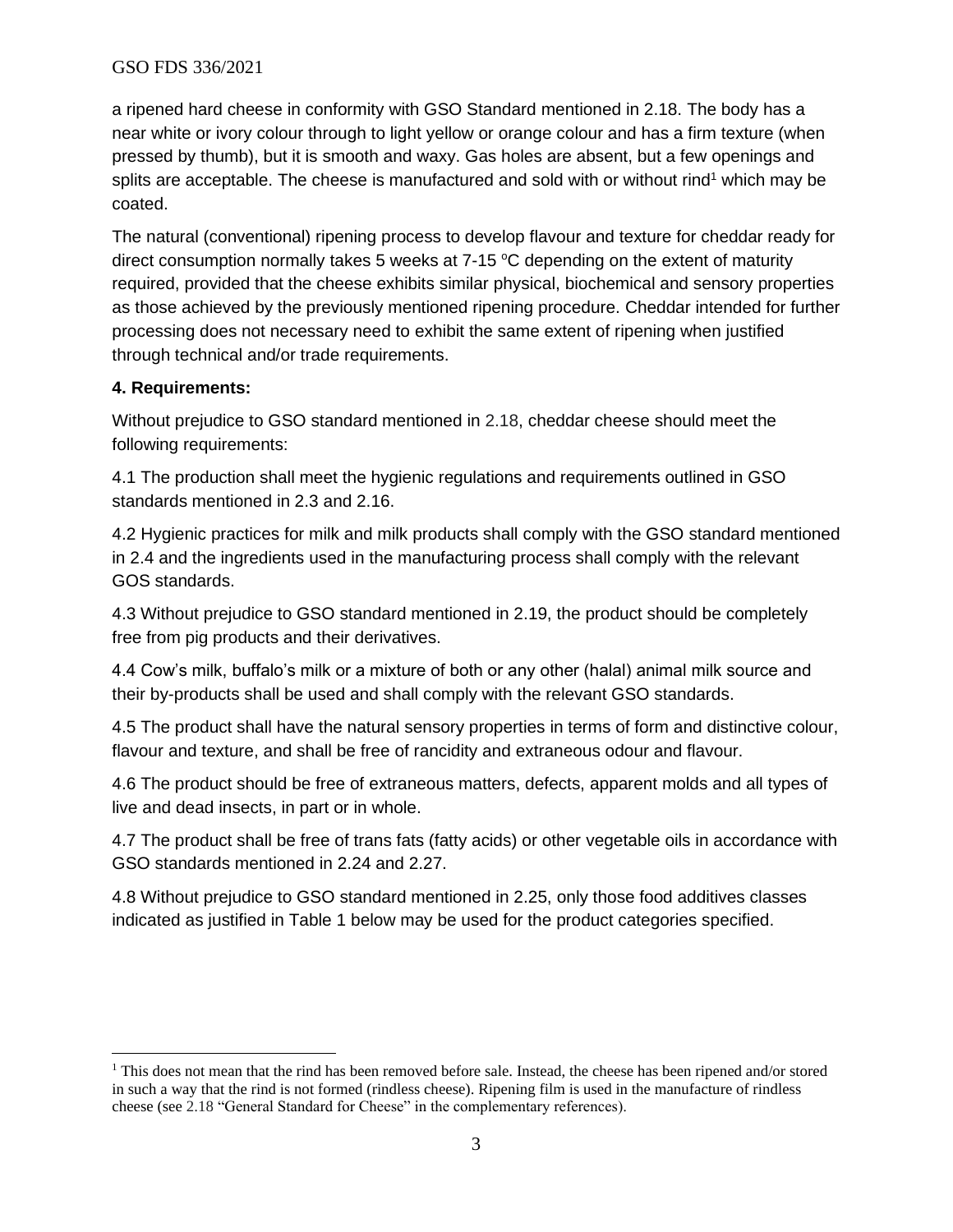a ripened hard cheese in conformity with GSO Standard mentioned in 2.18. The body has a near white or ivory colour through to light yellow or orange colour and has a firm texture (when pressed by thumb), but it is smooth and waxy. Gas holes are absent, but a few openings and splits are acceptable. The cheese is manufactured and sold with or without rind[1] which may be coated.

The natural (conventional) ripening process to develop flavour and texture for cheddar ready for direct consumption normally takes 5 weeks at 7-15 $^{o}$C depending on the extent of maturity required, provided that the cheese exhibits similar physical, biochemical and sensory properties as those achieved by the previously mentioned ripening procedure. Cheddar intended for further processing does not necessary need to exhibit the same extent of ripening when justified through technical and/or trade requirements.

**4. Requirements:**

Without prejudice to GSO standard mentioned in 2.18, cheddar cheese should meet the following requirements:

4.1 The production shall meet the hygienic regulations and requirements outlined in GSO standards mentioned in 2.3 and 2.16.

4.2 Hygienic practices for milk and milk products shall comply with the GSO standard mentioned in 2.4 and the ingredients used in the manufacturing process shall comply with the relevant GOS standards.

4.3 Without prejudice to GSO standard mentioned in 2.19, the product should be completely free from pig products and their derivatives.

4.4 Cow's milk, buffalo's milk or a mixture of both or any other (halal) animal milk source and their by-products shall be used and shall comply with the relevant GSO standards.

4.5 The product shall have the natural sensory properties in terms of form and distinctive colour, flavour and texture, and shall be free of rancidity and extraneous odour and flavour.

4.6 The product should be free of extraneous matters, defects, apparent molds and all types of live and dead insects, in part or in whole.

4.7 The product shall be free of trans fats (fatty acids) or other vegetable oils in accordance with GSO standards mentioned in 2.24 and 2.27.

4.8 Without prejudice to GSO standard mentioned in 2.25, only those food additives classes indicated as justified in Table 1 below may be used for the product categories specified.

---

[1] This does not mean that the rind has been removed before sale. Instead, the cheese has been ripened and/or stored in such a way that the rind is not formed (rindless cheese). Ripening film is used in the manufacture of rindless cheese (see 2.18 "General Standard for Cheese" in the complementary references).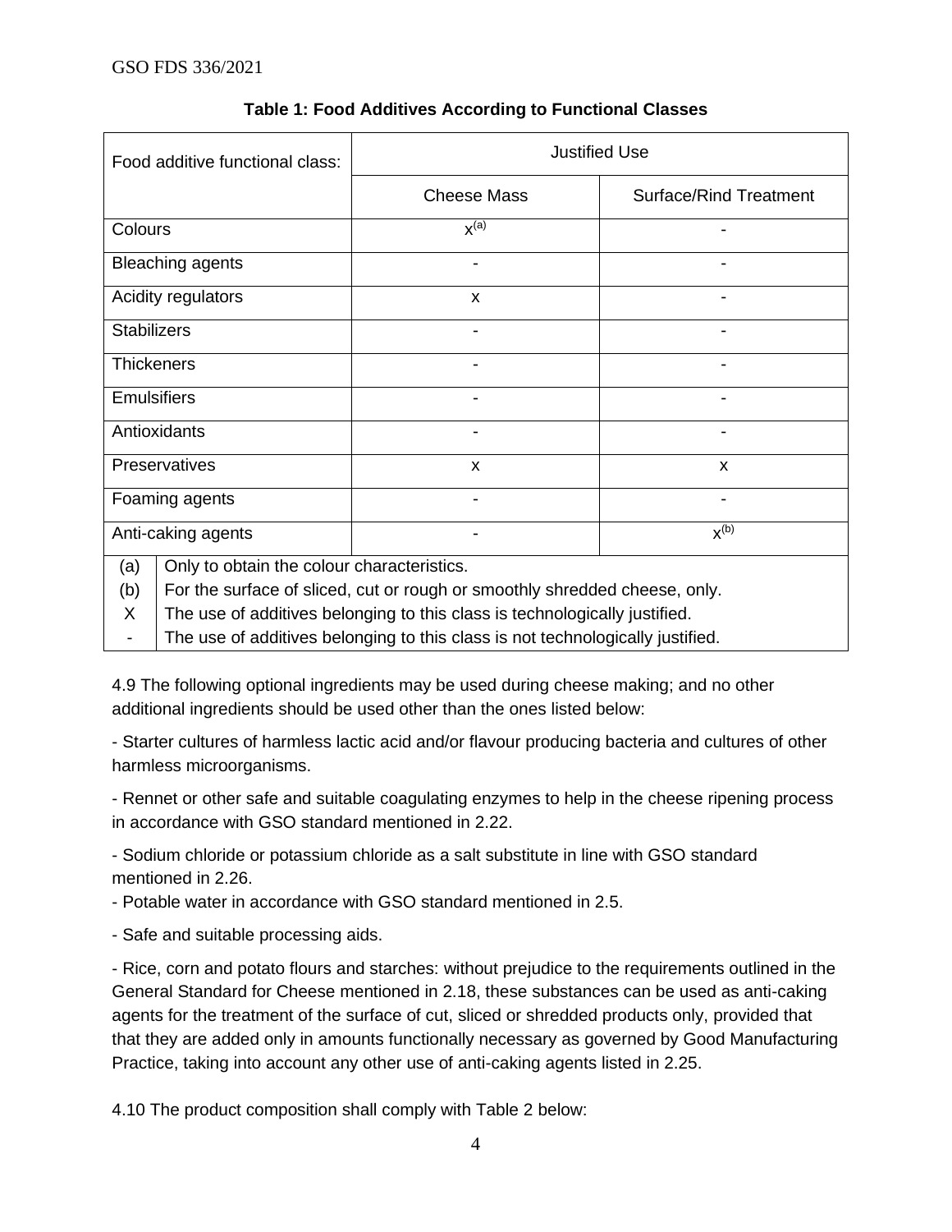**Table 1: Food Additives According to Functional Classes**

| Food additive functional class: | Justified Use | |
|---|---|---|
| | Cheese Mass | Surface/Rind Treatment |
| Colours | x[(a)] | - |
| Bleaching agents | - | - |
| Acidity regulators | x | - |
| Stabilizers | - | - |
| Thickeners | - | - |
| Emulsifiers | - | - |
| Antioxidants | - | - |
| Preservatives | x | x |
| Foaming agents | - | - |
| Anti-caking agents | - | x[(b)] |

(a) Only to obtain the colour characteristics.
(b) For the surface of sliced, cut or rough or smoothly shredded cheese, only.
X The use of additives belonging to this class is technologically justified.
- The use of additives belonging to this class is not technologically justified.

4.9 The following optional ingredients may be used during cheese making; and no other additional ingredients should be used other than the ones listed below:

- Starter cultures of harmless lactic acid and/or flavour producing bacteria and cultures of other harmless microorganisms.
- Rennet or other safe and suitable coagulating enzymes to help in the cheese ripening process in accordance with GSO standard mentioned in 2.22.
- Sodium chloride or potassium chloride as a salt substitute in line with GSO standard mentioned in 2.26.
- Potable water in accordance with GSO standard mentioned in 2.5.
- Safe and suitable processing aids.
- Rice, corn and potato flours and starches: without prejudice to the requirements outlined in the General Standard for Cheese mentioned in 2.18, these substances can be used as anti-caking agents for the treatment of the surface of cut, sliced or shredded products only, provided that that they are added only in amounts functionally necessary as governed by Good Manufacturing Practice, taking into account any other use of anti-caking agents listed in 2.25.

4.10 The product composition shall comply with Table 2 below: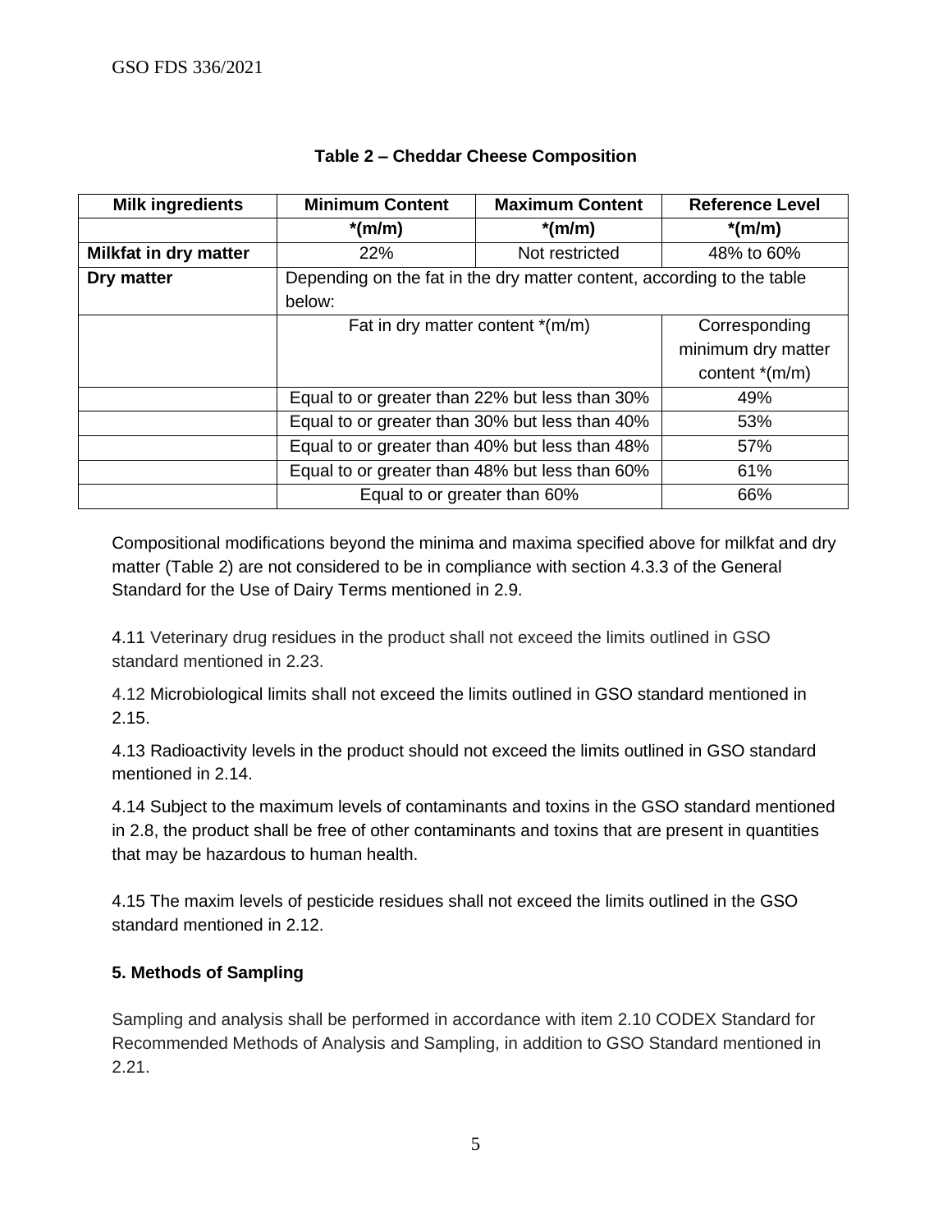**Table 2 – Cheddar Cheese Composition**

| Milk ingredients | Minimum Content | Maximum Content | Reference Level |
|---|---|---|---|
| | *(m/m) | *(m/m) | *(m/m) |
| **Milkfat in dry matter** | 22% | Not restricted | 48% to 60% |
| **Dry matter** | Depending on the fat in the dry matter content, according to the table below: | | |
| | Fat in dry matter content *(m/m) | | Corresponding minimum dry matter content *(m/m) |
| | Equal to or greater than 22% but less than 30% | | 49% |
| | Equal to or greater than 30% but less than 40% | | 53% |
| | Equal to or greater than 40% but less than 48% | | 57% |
| | Equal to or greater than 48% but less than 60% | | 61% |
| | Equal to or greater than 60% | | 66% |

Compositional modifications beyond the minima and maxima specified above for milkfat and dry matter (Table 2) are not considered to be in compliance with section 4.3.3 of the General Standard for the Use of Dairy Terms mentioned in 2.9.

4.11 Veterinary drug residues in the product shall not exceed the limits outlined in GSO standard mentioned in 2.23.

4.12 Microbiological limits shall not exceed the limits outlined in GSO standard mentioned in 2.15.

4.13 Radioactivity levels in the product should not exceed the limits outlined in GSO standard mentioned in 2.14.

4.14 Subject to the maximum levels of contaminants and toxins in the GSO standard mentioned in 2.8, the product shall be free of other contaminants and toxins that are present in quantities that may be hazardous to human health.

4.15 The maxim levels of pesticide residues shall not exceed the limits outlined in the GSO standard mentioned in 2.12.

## 5. Methods of Sampling

Sampling and analysis shall be performed in accordance with item 2.10 CODEX Standard for Recommended Methods of Analysis and Sampling, in addition to GSO Standard mentioned in 2.21.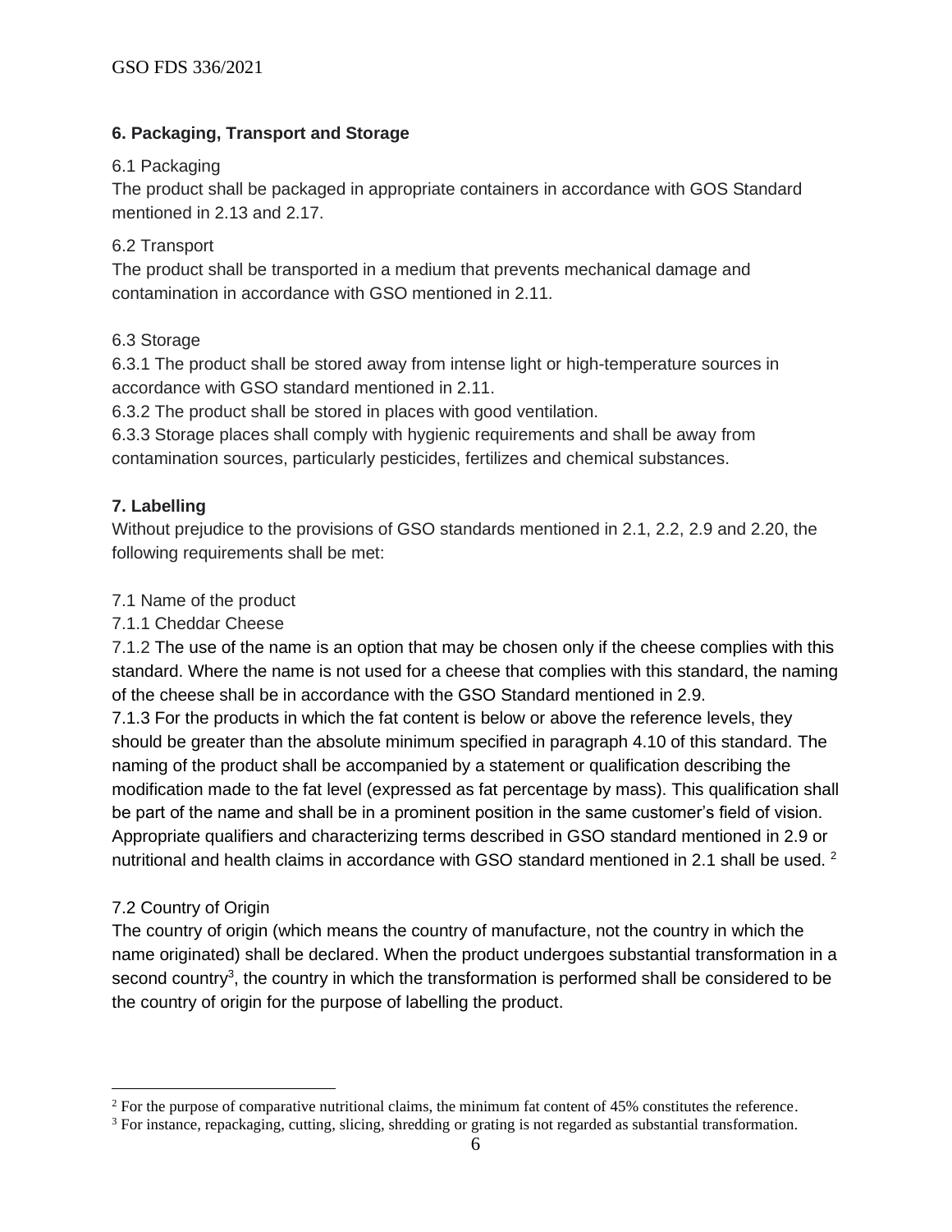## 6. Packaging, Transport and Storage

6.1 Packaging

The product shall be packaged in appropriate containers in accordance with GOS Standard mentioned in 2.13 and 2.17.

6.2 Transport

The product shall be transported in a medium that prevents mechanical damage and contamination in accordance with GSO mentioned in 2.11.

6.3 Storage

6.3.1 The product shall be stored away from intense light or high-temperature sources in accordance with GSO standard mentioned in 2.11.

6.3.2 The product shall be stored in places with good ventilation.

6.3.3 Storage places shall comply with hygienic requirements and shall be away from contamination sources, particularly pesticides, fertilizes and chemical substances.

## 7. Labelling

Without prejudice to the provisions of GSO standards mentioned in 2.1, 2.2, 2.9 and 2.20, the following requirements shall be met:

7.1 Name of the product

7.1.1 Cheddar Cheese

7.1.2 The use of the name is an option that may be chosen only if the cheese complies with this standard. Where the name is not used for a cheese that complies with this standard, the naming of the cheese shall be in accordance with the GSO Standard mentioned in 2.9.

7.1.3 For the products in which the fat content is below or above the reference levels, they should be greater than the absolute minimum specified in paragraph 4.10 of this standard. The naming of the product shall be accompanied by a statement or qualification describing the modification made to the fat level (expressed as fat percentage by mass). This qualification shall be part of the name and shall be in a prominent position in the same customer's field of vision. Appropriate qualifiers and characterizing terms described in GSO standard mentioned in 2.9 or nutritional and health claims in accordance with GSO standard mentioned in 2.1 shall be used. [2]

7.2 Country of Origin

The country of origin (which means the country of manufacture, not the country in which the name originated) shall be declared. When the product undergoes substantial transformation in a second country[3], the country in which the transformation is performed shall be considered to be the country of origin for the purpose of labelling the product.

---

[2] For the purpose of comparative nutritional claims, the minimum fat content of 45% constitutes the reference.

[3] For instance, repackaging, cutting, slicing, shredding or grating is not regarded as substantial transformation.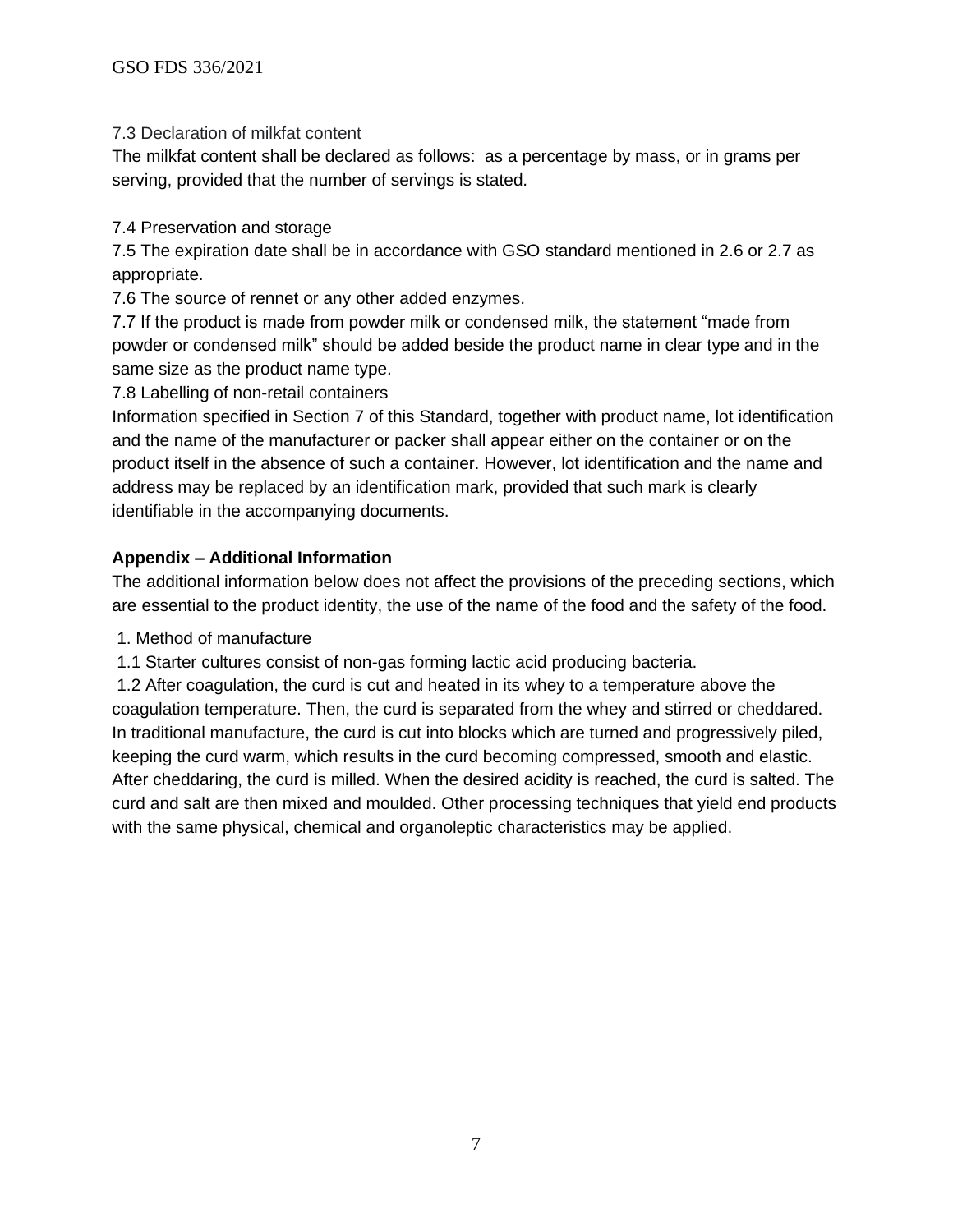7.3 Declaration of milkfat content

The milkfat content shall be declared as follows:  as a percentage by mass, or in grams per serving, provided that the number of servings is stated.

7.4 Preservation and storage

7.5 The expiration date shall be in accordance with GSO standard mentioned in 2.6 or 2.7 as appropriate.

7.6 The source of rennet or any other added enzymes.

7.7 If the product is made from powder milk or condensed milk, the statement "made from powder or condensed milk" should be added beside the product name in clear type and in the same size as the product name type.

7.8 Labelling of non-retail containers

Information specified in Section 7 of this Standard, together with product name, lot identification and the name of the manufacturer or packer shall appear either on the container or on the product itself in the absence of such a container. However, lot identification and the name and address may be replaced by an identification mark, provided that such mark is clearly identifiable in the accompanying documents.

## Appendix – Additional Information

The additional information below does not affect the provisions of the preceding sections, which are essential to the product identity, the use of the name of the food and the safety of the food.

1. Method of manufacture

1.1 Starter cultures consist of non-gas forming lactic acid producing bacteria.

1.2 After coagulation, the curd is cut and heated in its whey to a temperature above the coagulation temperature. Then, the curd is separated from the whey and stirred or cheddared. In traditional manufacture, the curd is cut into blocks which are turned and progressively piled, keeping the curd warm, which results in the curd becoming compressed, smooth and elastic. After cheddaring, the curd is milled. When the desired acidity is reached, the curd is salted. The curd and salt are then mixed and moulded. Other processing techniques that yield end products with the same physical, chemical and organoleptic characteristics may be applied.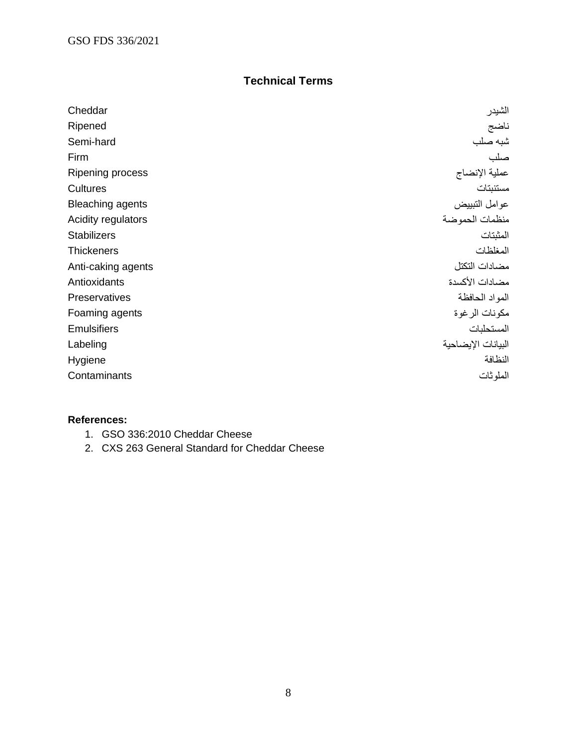## Technical Terms

| | |
|---|---|
| Cheddar | الشيدر |
| Ripened | ناضج |
| Semi-hard | شبه صلب |
| Firm | صلب |
| Ripening process | عملية الإنضاج |
| Cultures | مستنبتات |
| Bleaching agents | عوامل التبييض |
| Acidity regulators | منظمات الحموضة |
| Stabilizers | المثبتات |
| Thickeners | المغلظات |
| Anti-caking agents | مضادات التكتل |
| Antioxidants | مضادات الأكسدة |
| Preservatives | المواد الحافظة |
| Foaming agents | مكونات الرغوة |
| Emulsifiers | المستحلبات |
| Labeling | البيانات الإيضاحية |
| Hygiene | النظافة |
| Contaminants | الملوثات |

**References:**

1. GSO 336:2010 Cheddar Cheese
2. CXS 263 General Standard for Cheddar Cheese